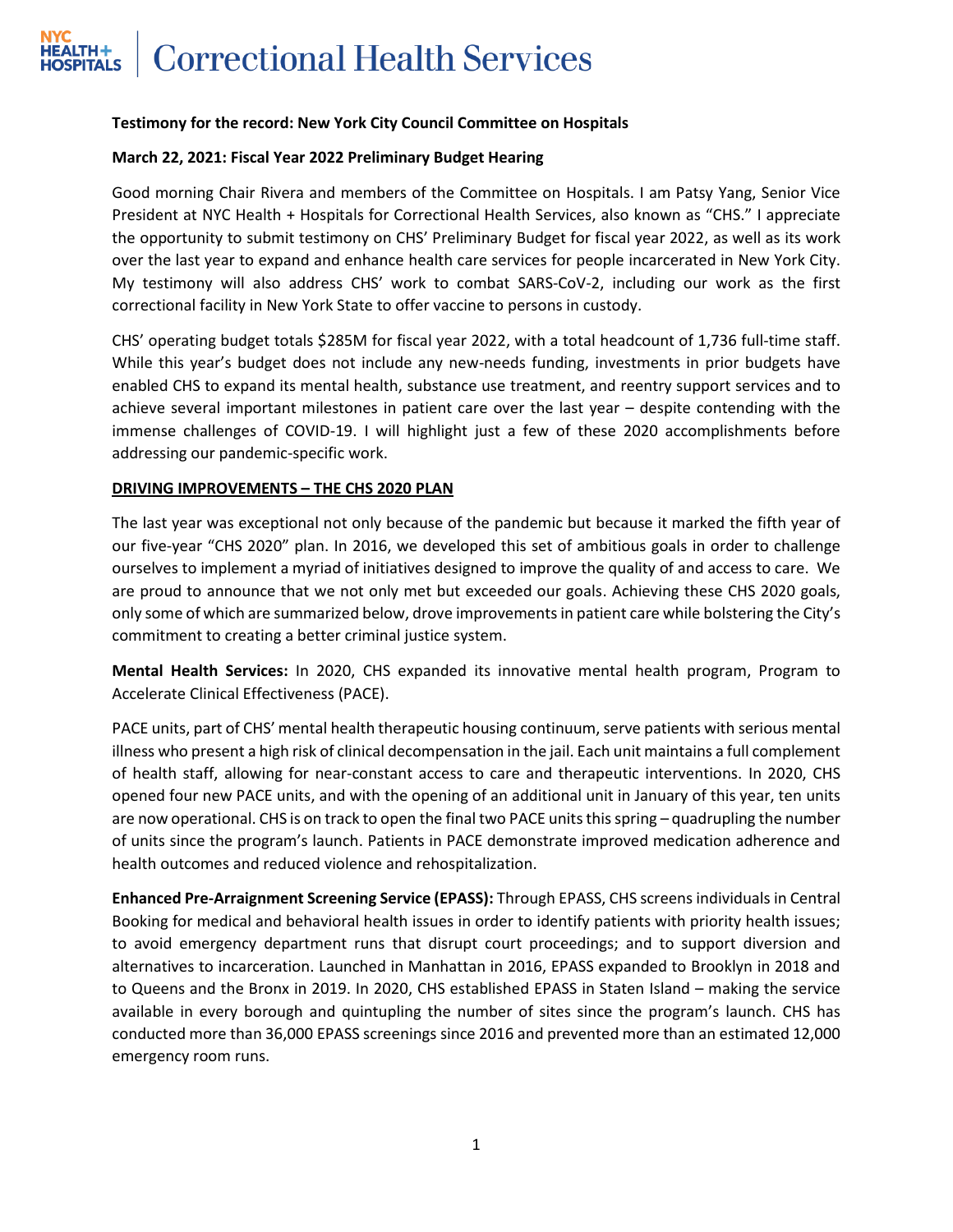# Correctional Health Services

**Testimony for the record: New York City Council Committee on Hospitals**

**March 22, 2021: Fiscal Year 2022 Preliminary Budget Hearing**

Good morning Chair Rivera and members of the Committee on Hospitals. I am Patsy Yang, Senior Vice President at NYC Health + Hospitals for Correctional Health Services, also known as "CHS." I appreciate the opportunity to submit testimony on CHS' Preliminary Budget for fiscal year 2022, as well as its work over the last year to expand and enhance health care services for people incarcerated in New York City. My testimony will also address CHS' work to combat SARS-CoV-2, including our work as the first correctional facility in New York State to offer vaccine to persons in custody.

CHS' operating budget totals $285M for fiscal year 2022, with a total headcount of 1,736 full-time staff. While this year's budget does not include any new-needs funding, investments in prior budgets have enabled CHS to expand its mental health, substance use treatment, and reentry support services and to achieve several important milestones in patient care over the last year – despite contending with the immense challenges of COVID-19. I will highlight just a few of these 2020 accomplishments before addressing our pandemic-specific work.

**DRIVING IMPROVEMENTS – THE CHS 2020 PLAN**

The last year was exceptional not only because of the pandemic but because it marked the fifth year of our five-year "CHS 2020" plan. In 2016, we developed this set of ambitious goals in order to challenge ourselves to implement a myriad of initiatives designed to improve the quality of and access to care. We are proud to announce that we not only met but exceeded our goals. Achieving these CHS 2020 goals, only some of which are summarized below, drove improvements in patient care while bolstering the City's commitment to creating a better criminal justice system.

**Mental Health Services:** In 2020, CHS expanded its innovative mental health program, Program to Accelerate Clinical Effectiveness (PACE).

PACE units, part of CHS' mental health therapeutic housing continuum, serve patients with serious mental illness who present a high risk of clinical decompensation in the jail. Each unit maintains a full complement of health staff, allowing for near-constant access to care and therapeutic interventions. In 2020, CHS opened four new PACE units, and with the opening of an additional unit in January of this year, ten units are now operational. CHS is on track to open the final two PACE units this spring – quadrupling the number of units since the program's launch. Patients in PACE demonstrate improved medication adherence and health outcomes and reduced violence and rehospitalization.

**Enhanced Pre-Arraignment Screening Service (EPASS):** Through EPASS, CHS screens individuals in Central Booking for medical and behavioral health issues in order to identify patients with priority health issues; to avoid emergency department runs that disrupt court proceedings; and to support diversion and alternatives to incarceration. Launched in Manhattan in 2016, EPASS expanded to Brooklyn in 2018 and to Queens and the Bronx in 2019. In 2020, CHS established EPASS in Staten Island – making the service available in every borough and quintupling the number of sites since the program's launch. CHS has conducted more than 36,000 EPASS screenings since 2016 and prevented more than an estimated 12,000 emergency room runs.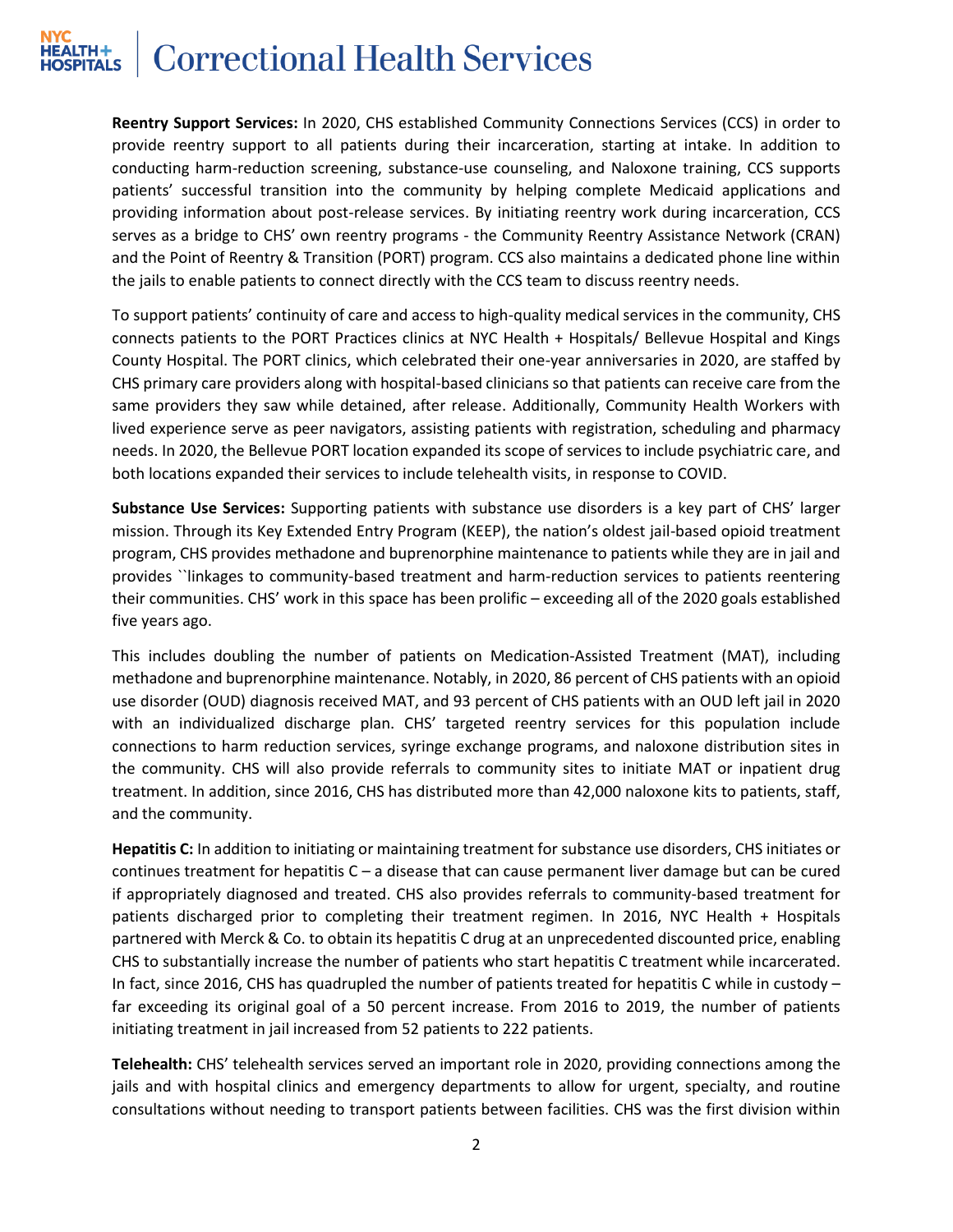**Reentry Support Services:** In 2020, CHS established Community Connections Services (CCS) in order to provide reentry support to all patients during their incarceration, starting at intake. In addition to conducting harm-reduction screening, substance-use counseling, and Naloxone training, CCS supports patients' successful transition into the community by helping complete Medicaid applications and providing information about post-release services. By initiating reentry work during incarceration, CCS serves as a bridge to CHS' own reentry programs - the Community Reentry Assistance Network (CRAN) and the Point of Reentry & Transition (PORT) program. CCS also maintains a dedicated phone line within the jails to enable patients to connect directly with the CCS team to discuss reentry needs.

To support patients' continuity of care and access to high-quality medical services in the community, CHS connects patients to the PORT Practices clinics at NYC Health + Hospitals/ Bellevue Hospital and Kings County Hospital. The PORT clinics, which celebrated their one-year anniversaries in 2020, are staffed by CHS primary care providers along with hospital-based clinicians so that patients can receive care from the same providers they saw while detained, after release. Additionally, Community Health Workers with lived experience serve as peer navigators, assisting patients with registration, scheduling and pharmacy needs. In 2020, the Bellevue PORT location expanded its scope of services to include psychiatric care, and both locations expanded their services to include telehealth visits, in response to COVID.

**Substance Use Services:** Supporting patients with substance use disorders is a key part of CHS' larger mission. Through its Key Extended Entry Program (KEEP), the nation's oldest jail-based opioid treatment program, CHS provides methadone and buprenorphine maintenance to patients while they are in jail and provides ``linkages to community-based treatment and harm-reduction services to patients reentering their communities. CHS' work in this space has been prolific – exceeding all of the 2020 goals established five years ago.

This includes doubling the number of patients on Medication-Assisted Treatment (MAT), including methadone and buprenorphine maintenance. Notably, in 2020, 86 percent of CHS patients with an opioid use disorder (OUD) diagnosis received MAT, and 93 percent of CHS patients with an OUD left jail in 2020 with an individualized discharge plan. CHS' targeted reentry services for this population include connections to harm reduction services, syringe exchange programs, and naloxone distribution sites in the community. CHS will also provide referrals to community sites to initiate MAT or inpatient drug treatment. In addition, since 2016, CHS has distributed more than 42,000 naloxone kits to patients, staff, and the community.

**Hepatitis C:** In addition to initiating or maintaining treatment for substance use disorders, CHS initiates or continues treatment for hepatitis C – a disease that can cause permanent liver damage but can be cured if appropriately diagnosed and treated. CHS also provides referrals to community-based treatment for patients discharged prior to completing their treatment regimen. In 2016, NYC Health + Hospitals partnered with Merck & Co. to obtain its hepatitis C drug at an unprecedented discounted price, enabling CHS to substantially increase the number of patients who start hepatitis C treatment while incarcerated. In fact, since 2016, CHS has quadrupled the number of patients treated for hepatitis C while in custody – far exceeding its original goal of a 50 percent increase. From 2016 to 2019, the number of patients initiating treatment in jail increased from 52 patients to 222 patients.

**Telehealth:** CHS' telehealth services served an important role in 2020, providing connections among the jails and with hospital clinics and emergency departments to allow for urgent, specialty, and routine consultations without needing to transport patients between facilities. CHS was the first division within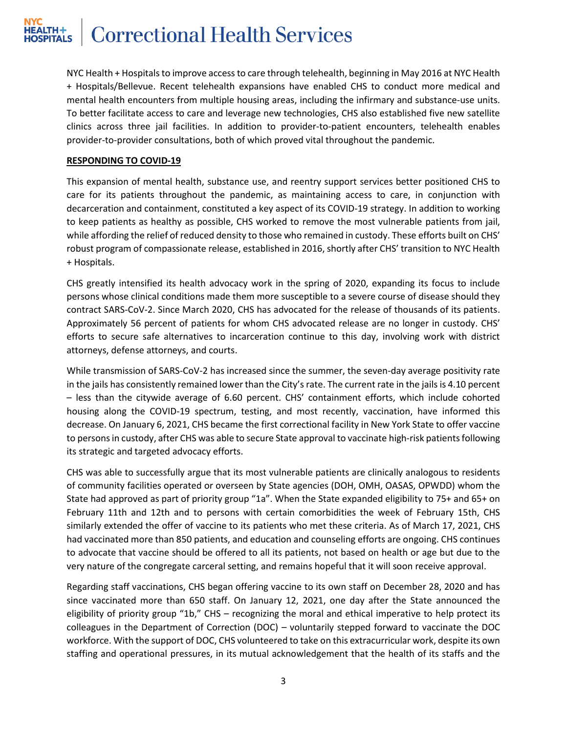NYC Health + Hospitals to improve access to care through telehealth, beginning in May 2016 at NYC Health + Hospitals/Bellevue. Recent telehealth expansions have enabled CHS to conduct more medical and mental health encounters from multiple housing areas, including the infirmary and substance-use units. To better facilitate access to care and leverage new technologies, CHS also established five new satellite clinics across three jail facilities. In addition to provider-to-patient encounters, telehealth enables provider-to-provider consultations, both of which proved vital throughout the pandemic.

**RESPONDING TO COVID-19**

This expansion of mental health, substance use, and reentry support services better positioned CHS to care for its patients throughout the pandemic, as maintaining access to care, in conjunction with decarceration and containment, constituted a key aspect of its COVID-19 strategy. In addition to working to keep patients as healthy as possible, CHS worked to remove the most vulnerable patients from jail, while affording the relief of reduced density to those who remained in custody. These efforts built on CHS' robust program of compassionate release, established in 2016, shortly after CHS' transition to NYC Health + Hospitals.

CHS greatly intensified its health advocacy work in the spring of 2020, expanding its focus to include persons whose clinical conditions made them more susceptible to a severe course of disease should they contract SARS-CoV-2. Since March 2020, CHS has advocated for the release of thousands of its patients. Approximately 56 percent of patients for whom CHS advocated release are no longer in custody. CHS' efforts to secure safe alternatives to incarceration continue to this day, involving work with district attorneys, defense attorneys, and courts.

While transmission of SARS-CoV-2 has increased since the summer, the seven-day average positivity rate in the jails has consistently remained lower than the City's rate. The current rate in the jails is 4.10 percent – less than the citywide average of 6.60 percent. CHS' containment efforts, which include cohorted housing along the COVID-19 spectrum, testing, and most recently, vaccination, have informed this decrease. On January 6, 2021, CHS became the first correctional facility in New York State to offer vaccine to persons in custody, after CHS was able to secure State approval to vaccinate high-risk patients following its strategic and targeted advocacy efforts.

CHS was able to successfully argue that its most vulnerable patients are clinically analogous to residents of community facilities operated or overseen by State agencies (DOH, OMH, OASAS, OPWDD) whom the State had approved as part of priority group "1a". When the State expanded eligibility to 75+ and 65+ on February 11th and 12th and to persons with certain comorbidities the week of February 15th, CHS similarly extended the offer of vaccine to its patients who met these criteria. As of March 17, 2021, CHS had vaccinated more than 850 patients, and education and counseling efforts are ongoing. CHS continues to advocate that vaccine should be offered to all its patients, not based on health or age but due to the very nature of the congregate carceral setting, and remains hopeful that it will soon receive approval.

Regarding staff vaccinations, CHS began offering vaccine to its own staff on December 28, 2020 and has since vaccinated more than 650 staff. On January 12, 2021, one day after the State announced the eligibility of priority group "1b," CHS – recognizing the moral and ethical imperative to help protect its colleagues in the Department of Correction (DOC) – voluntarily stepped forward to vaccinate the DOC workforce. With the support of DOC, CHS volunteered to take on this extracurricular work, despite its own staffing and operational pressures, in its mutual acknowledgement that the health of its staffs and the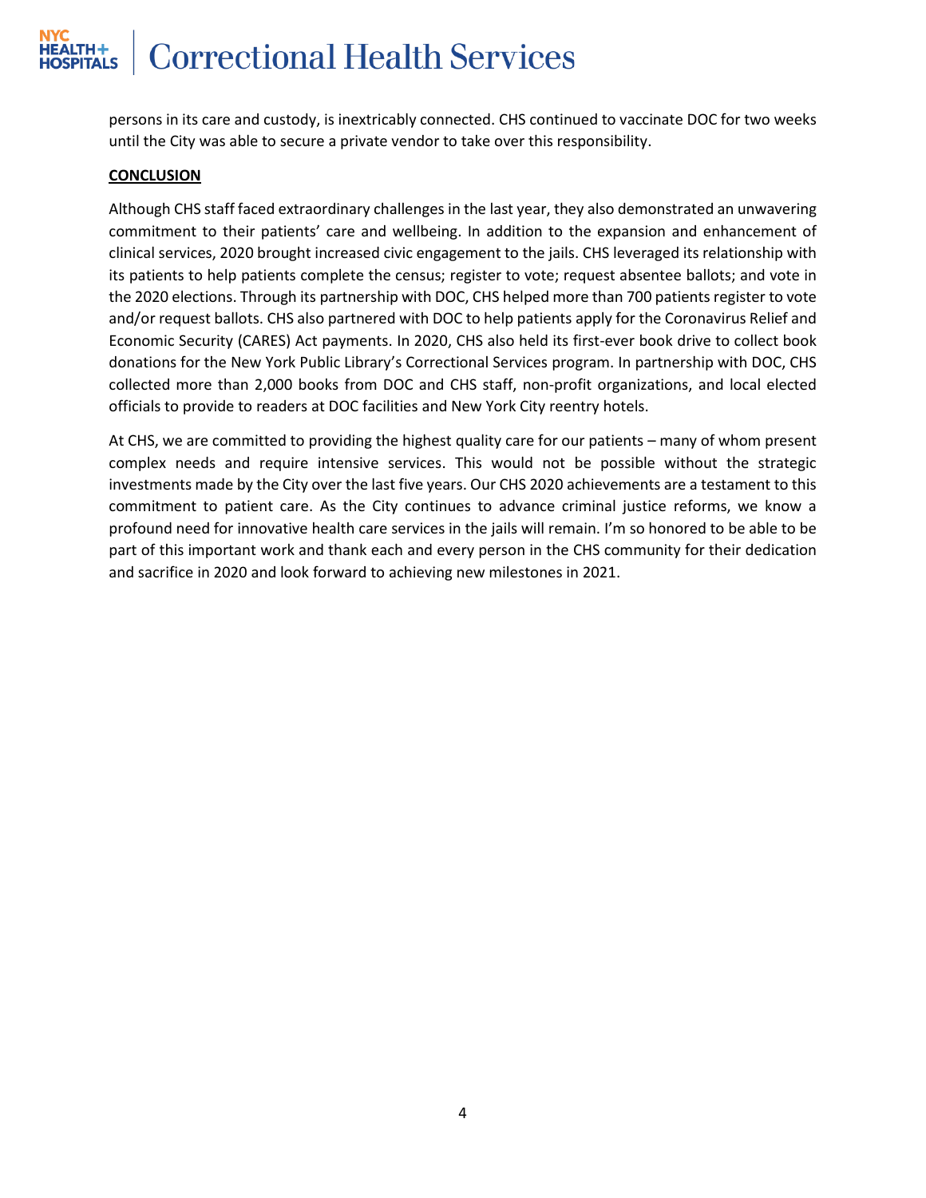persons in its care and custody, is inextricably connected. CHS continued to vaccinate DOC for two weeks until the City was able to secure a private vendor to take over this responsibility.

**CONCLUSION**

Although CHS staff faced extraordinary challenges in the last year, they also demonstrated an unwavering commitment to their patients' care and wellbeing. In addition to the expansion and enhancement of clinical services, 2020 brought increased civic engagement to the jails. CHS leveraged its relationship with its patients to help patients complete the census; register to vote; request absentee ballots; and vote in the 2020 elections. Through its partnership with DOC, CHS helped more than 700 patients register to vote and/or request ballots. CHS also partnered with DOC to help patients apply for the Coronavirus Relief and Economic Security (CARES) Act payments. In 2020, CHS also held its first-ever book drive to collect book donations for the New York Public Library's Correctional Services program. In partnership with DOC, CHS collected more than 2,000 books from DOC and CHS staff, non-profit organizations, and local elected officials to provide to readers at DOC facilities and New York City reentry hotels.

At CHS, we are committed to providing the highest quality care for our patients – many of whom present complex needs and require intensive services. This would not be possible without the strategic investments made by the City over the last five years. Our CHS 2020 achievements are a testament to this commitment to patient care. As the City continues to advance criminal justice reforms, we know a profound need for innovative health care services in the jails will remain. I'm so honored to be able to be part of this important work and thank each and every person in the CHS community for their dedication and sacrifice in 2020 and look forward to achieving new milestones in 2021.